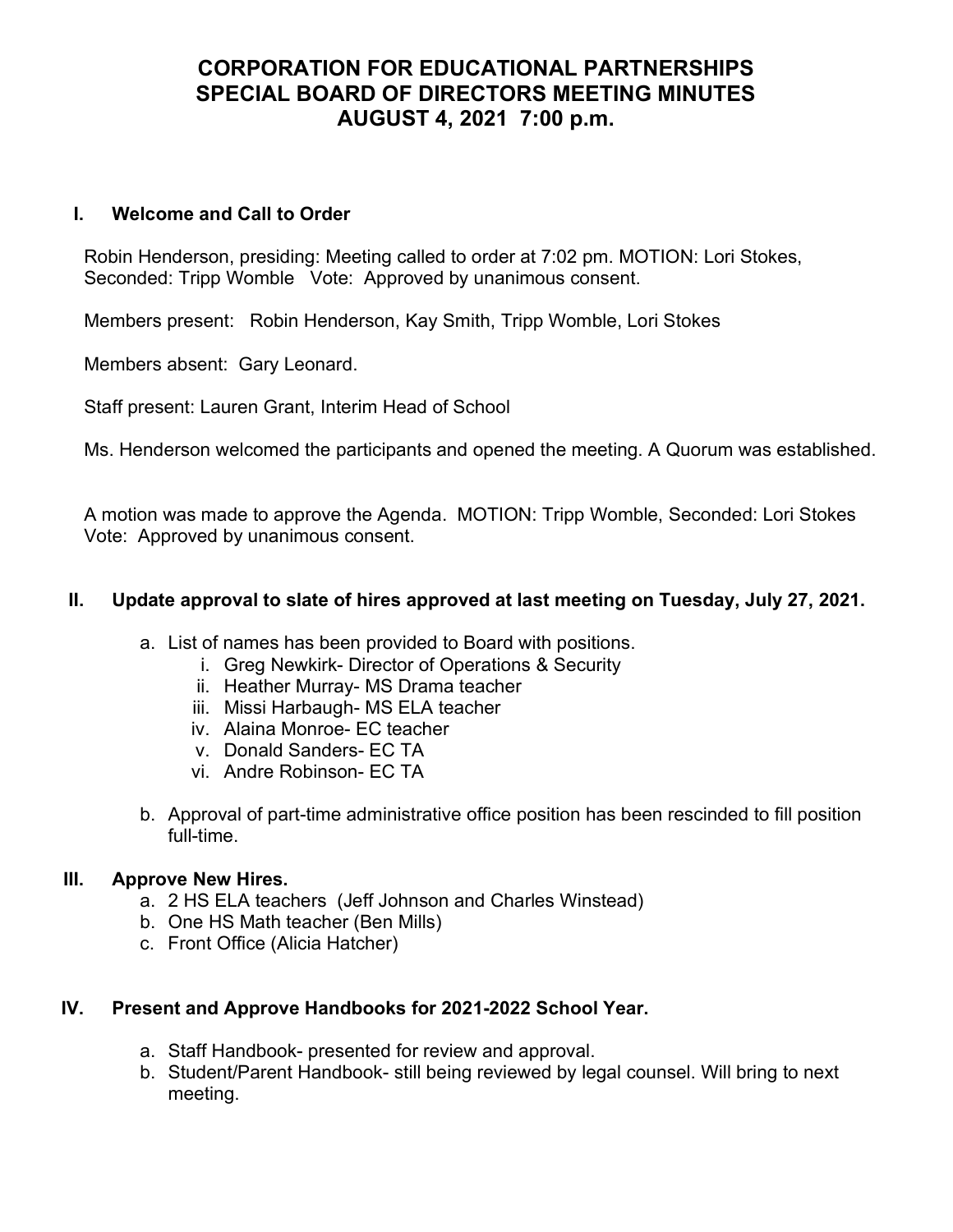# CORPORATION FOR EDUCATIONAL PARTNERSHIPS
# SPECIAL BOARD OF DIRECTORS MEETING MINUTES
# AUGUST 4, 2021 7:00 p.m.

## I. Welcome and Call to Order

Robin Henderson, presiding: Meeting called to order at 7:02 pm. MOTION: Lori Stokes, Seconded: Tripp Womble Vote: Approved by unanimous consent.

Members present: Robin Henderson, Kay Smith, Tripp Womble, Lori Stokes

Members absent: Gary Leonard.

Staff present: Lauren Grant, Interim Head of School

Ms. Henderson welcomed the participants and opened the meeting. A Quorum was established.

A motion was made to approve the Agenda. MOTION: Tripp Womble, Seconded: Lori Stokes Vote: Approved by unanimous consent.

## II. Update approval to slate of hires approved at last meeting on Tuesday, July 27, 2021.

a. List of names has been provided to Board with positions.
   i. Greg Newkirk- Director of Operations & Security
   ii. Heather Murray- MS Drama teacher
   iii. Missi Harbaugh- MS ELA teacher
   iv. Alaina Monroe- EC teacher
   v. Donald Sanders- EC TA
   vi. Andre Robinson- EC TA
b. Approval of part-time administrative office position has been rescinded to fill position full-time.

## III. Approve New Hires.

a. 2 HS ELA teachers (Jeff Johnson and Charles Winstead)
b. One HS Math teacher (Ben Mills)
c. Front Office (Alicia Hatcher)

## IV. Present and Approve Handbooks for 2021-2022 School Year.

a. Staff Handbook- presented for review and approval.
b. Student/Parent Handbook- still being reviewed by legal counsel. Will bring to next meeting.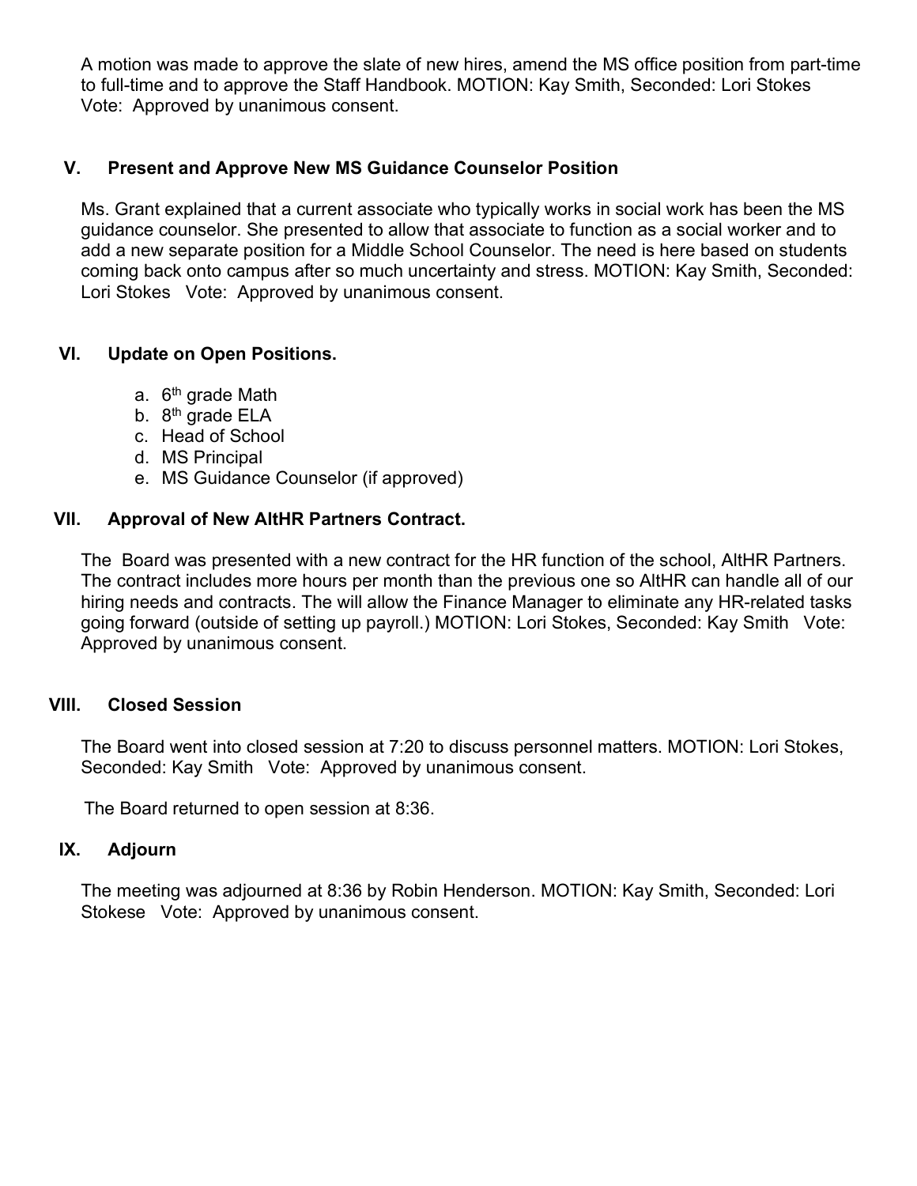A motion was made to approve the slate of new hires, amend the MS office position from part-time to full-time and to approve the Staff Handbook. MOTION: Kay Smith, Seconded: Lori Stokes Vote: Approved by unanimous consent.

## V. Present and Approve New MS Guidance Counselor Position

Ms. Grant explained that a current associate who typically works in social work has been the MS guidance counselor. She presented to allow that associate to function as a social worker and to add a new separate position for a Middle School Counselor. The need is here based on students coming back onto campus after so much uncertainty and stress. MOTION: Kay Smith, Seconded: Lori Stokes Vote: Approved by unanimous consent.

## VI. Update on Open Positions.

a. 6th grade Math
b. 8th grade ELA
c. Head of School
d. MS Principal
e. MS Guidance Counselor (if approved)

## VII. Approval of New AltHR Partners Contract.

The Board was presented with a new contract for the HR function of the school, AltHR Partners. The contract includes more hours per month than the previous one so AltHR can handle all of our hiring needs and contracts. The will allow the Finance Manager to eliminate any HR-related tasks going forward (outside of setting up payroll.) MOTION: Lori Stokes, Seconded: Kay Smith Vote: Approved by unanimous consent.

## VIII. Closed Session

The Board went into closed session at 7:20 to discuss personnel matters. MOTION: Lori Stokes, Seconded: Kay Smith Vote: Approved by unanimous consent.

The Board returned to open session at 8:36.

## IX. Adjourn

The meeting was adjourned at 8:36 by Robin Henderson. MOTION: Kay Smith, Seconded: Lori Stokese Vote: Approved by unanimous consent.